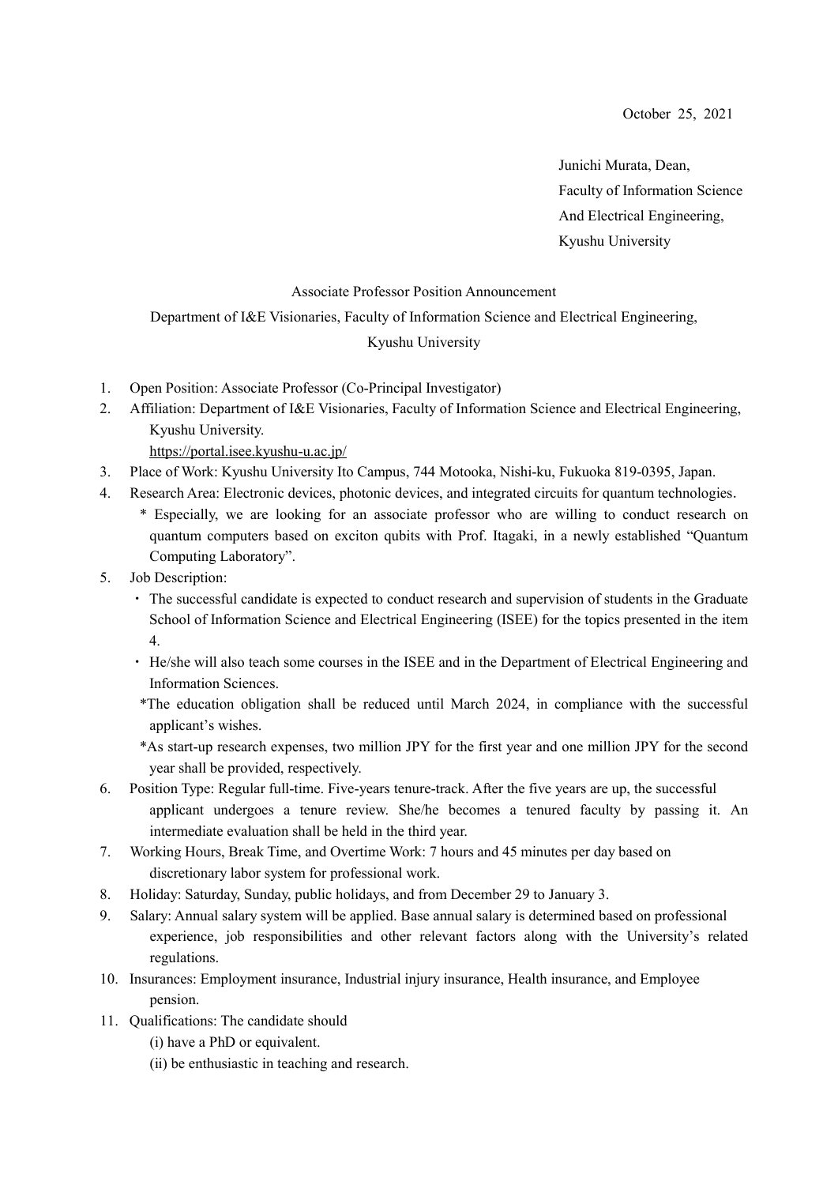October 25, 2021

Junichi Murata, Dean,
Faculty of Information Science
And Electrical Engineering,
Kyushu University

Associate Professor Position Announcement

Department of I&E Visionaries, Faculty of Information Science and Electrical Engineering,
Kyushu University

1. Open Position: Associate Professor (Co-Principal Investigator)
2. Affiliation: Department of I&E Visionaries, Faculty of Information Science and Electrical Engineering, Kyushu University.
   https://portal.isee.kyushu-u.ac.jp/
3. Place of Work: Kyushu University Ito Campus, 744 Motooka, Nishi-ku, Fukuoka 819-0395, Japan.
4. Research Area: Electronic devices, photonic devices, and integrated circuits for quantum technologies.
   * Especially, we are looking for an associate professor who are willing to conduct research on quantum computers based on exciton qubits with Prof. Itagaki, in a newly established "Quantum Computing Laboratory".
5. Job Description:
   - The successful candidate is expected to conduct research and supervision of students in the Graduate School of Information Science and Electrical Engineering (ISEE) for the topics presented in the item 4.
   - He/she will also teach some courses in the ISEE and in the Department of Electrical Engineering and Information Sciences.

   *The education obligation shall be reduced until March 2024, in compliance with the successful applicant's wishes.

   *As start-up research expenses, two million JPY for the first year and one million JPY for the second year shall be provided, respectively.
6. Position Type: Regular full-time. Five-years tenure-track. After the five years are up, the successful applicant undergoes a tenure review. She/he becomes a tenured faculty by passing it. An intermediate evaluation shall be held in the third year.
7. Working Hours, Break Time, and Overtime Work: 7 hours and 45 minutes per day based on discretionary labor system for professional work.
8. Holiday: Saturday, Sunday, public holidays, and from December 29 to January 3.
9. Salary: Annual salary system will be applied. Base annual salary is determined based on professional experience, job responsibilities and other relevant factors along with the University's related regulations.
10. Insurances: Employment insurance, Industrial injury insurance, Health insurance, and Employee pension.
11. Qualifications: The candidate should
    (i) have a PhD or equivalent.
    (ii) be enthusiastic in teaching and research.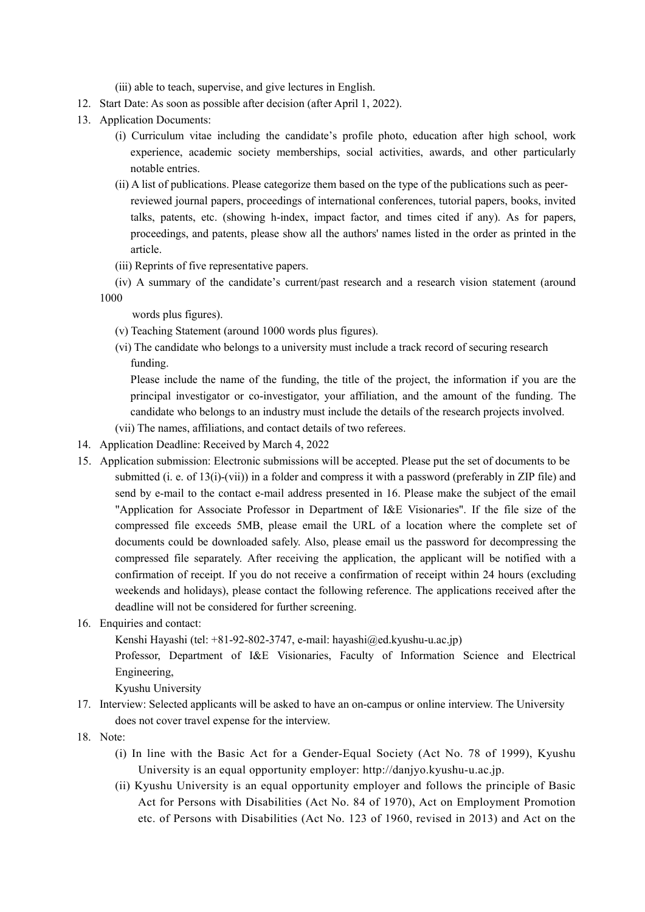(iii) able to teach, supervise, and give lectures in English.

12. Start Date: As soon as possible after decision (after April 1, 2022).
13. Application Documents:
    - (i) Curriculum vitae including the candidate's profile photo, education after high school, work experience, academic society memberships, social activities, awards, and other particularly notable entries.
    - (ii) A list of publications. Please categorize them based on the type of the publications such as peer-reviewed journal papers, proceedings of international conferences, tutorial papers, books, invited talks, patents, etc. (showing h-index, impact factor, and times cited if any). As for papers, proceedings, and patents, please show all the authors' names listed in the order as printed in the article.
    - (iii) Reprints of five representative papers.
    - (iv) A summary of the candidate's current/past research and a research vision statement (around 1000 words plus figures).
    - (v) Teaching Statement (around 1000 words plus figures).
    - (vi) The candidate who belongs to a university must include a track record of securing research funding.
      Please include the name of the funding, the title of the project, the information if you are the principal investigator or co-investigator, your affiliation, and the amount of the funding. The candidate who belongs to an industry must include the details of the research projects involved.
    - (vii) The names, affiliations, and contact details of two referees.
14. Application Deadline: Received by March 4, 2022
15. Application submission: Electronic submissions will be accepted. Please put the set of documents to be submitted (i. e. of 13(i)-(vii)) in a folder and compress it with a password (preferably in ZIP file) and send by e-mail to the contact e-mail address presented in 16. Please make the subject of the email "Application for Associate Professor in Department of I&E Visionaries". If the file size of the compressed file exceeds 5MB, please email the URL of a location where the complete set of documents could be downloaded safely. Also, please email us the password for decompressing the compressed file separately. After receiving the application, the applicant will be notified with a confirmation of receipt. If you do not receive a confirmation of receipt within 24 hours (excluding weekends and holidays), please contact the following reference. The applications received after the deadline will not be considered for further screening.
16. Enquiries and contact:
    Kenshi Hayashi (tel: +81-92-802-3747, e-mail: hayashi@ed.kyushu-u.ac.jp)
    Professor, Department of I&E Visionaries, Faculty of Information Science and Electrical Engineering,
    Kyushu University
17. Interview: Selected applicants will be asked to have an on-campus or online interview. The University does not cover travel expense for the interview.
18. Note:
    - (i) In line with the Basic Act for a Gender-Equal Society (Act No. 78 of 1999), Kyushu University is an equal opportunity employer: http://danjyo.kyushu-u.ac.jp.
    - (ii) Kyushu University is an equal opportunity employer and follows the principle of Basic Act for Persons with Disabilities (Act No. 84 of 1970), Act on Employment Promotion etc. of Persons with Disabilities (Act No. 123 of 1960, revised in 2013) and Act on the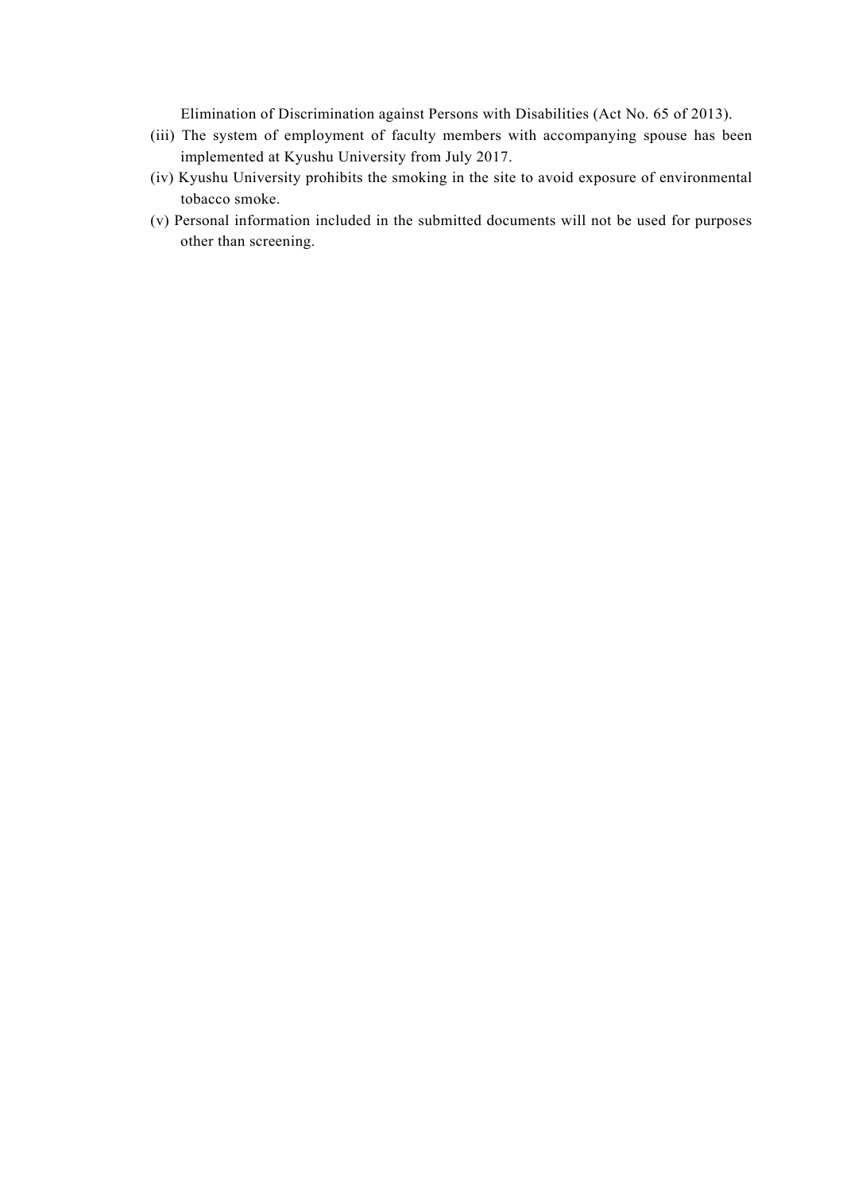Elimination of Discrimination against Persons with Disabilities (Act No. 65 of 2013).

(iii) The system of employment of faculty members with accompanying spouse has been implemented at Kyushu University from July 2017.

(iv) Kyushu University prohibits the smoking in the site to avoid exposure of environmental tobacco smoke.

(v) Personal information included in the submitted documents will not be used for purposes other than screening.